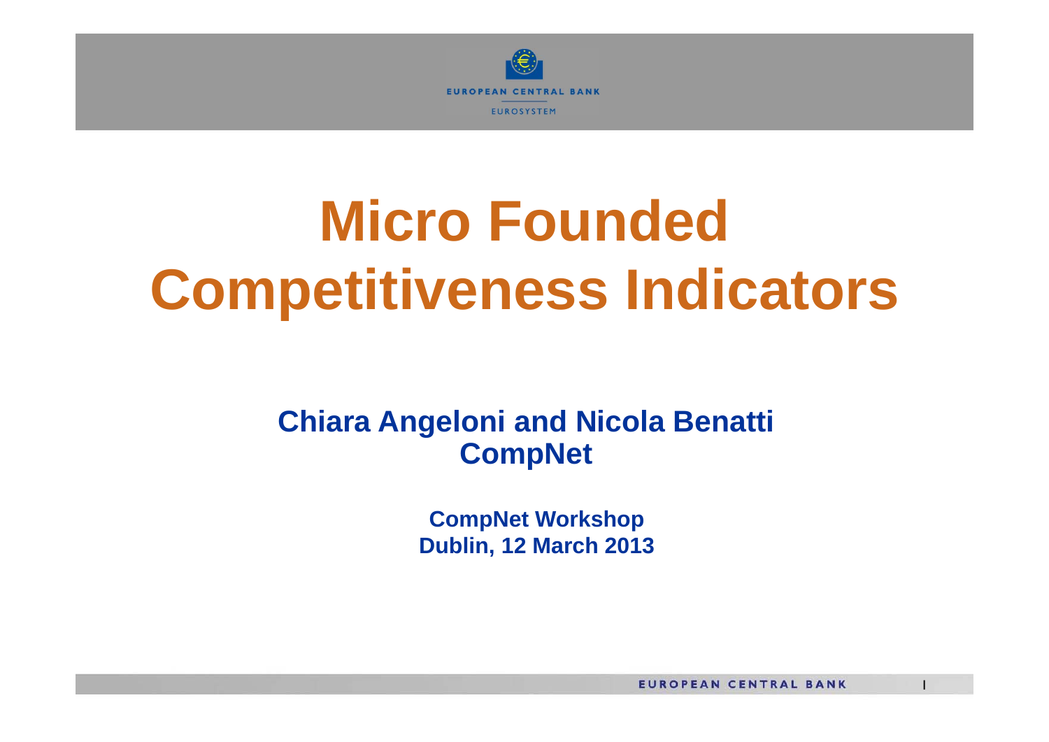# Micro Founded Competitiveness Indicators

**Chiara Angeloni and Nicola Benatti**
**CompNet**

**CompNet Workshop**
**Dublin, 12 March 2013**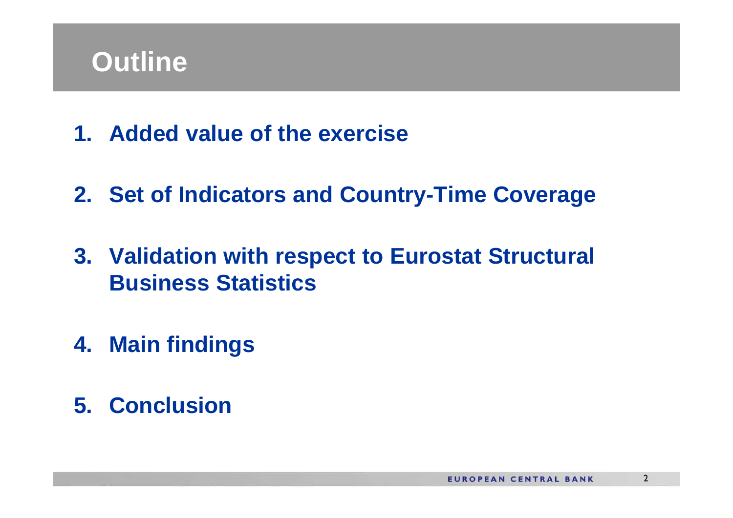# Outline

1. **Added value of the exercise**
2. **Set of Indicators and Country-Time Coverage**
3. **Validation with respect to Eurostat Structural Business Statistics**
4. **Main findings**
5. **Conclusion**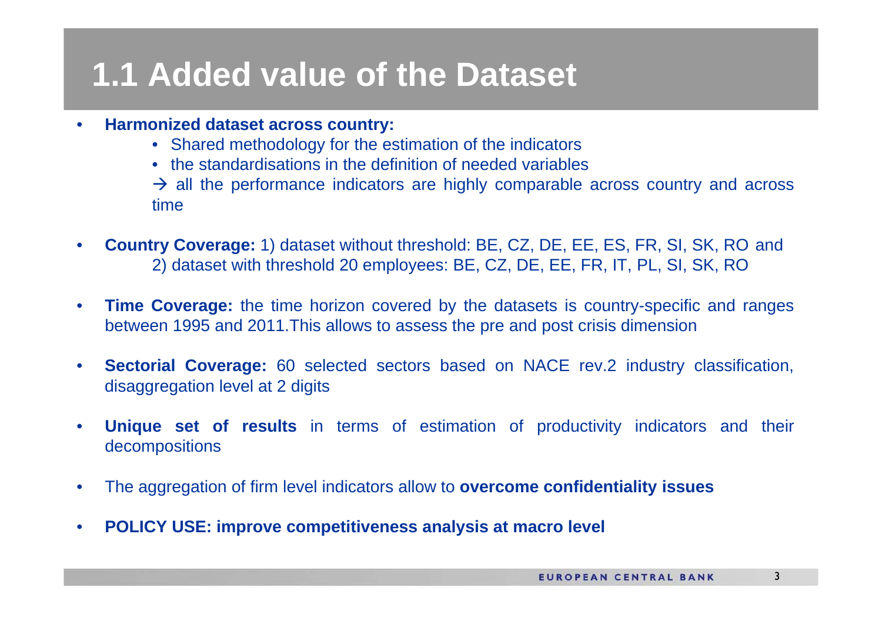# 1.1 Added value of the Dataset

- **Harmonized dataset across country:**
  - Shared methodology for the estimation of the indicators
  - the standardisations in the definition of needed variables

  → all the performance indicators are highly comparable across country and across time

- **Country Coverage:** 1) dataset without threshold: BE, CZ, DE, EE, ES, FR, SI, SK, RO and 2) dataset with threshold 20 employees: BE, CZ, DE, EE, FR, IT, PL, SI, SK, RO

- **Time Coverage:** the time horizon covered by the datasets is country-specific and ranges between 1995 and 2011.This allows to assess the pre and post crisis dimension

- **Sectorial Coverage:** 60 selected sectors based on NACE rev.2 industry classification, disaggregation level at 2 digits

- **Unique set of results** in terms of estimation of productivity indicators and their decompositions

- The aggregation of firm level indicators allow to **overcome confidentiality issues**

- **POLICY USE: improve competitiveness analysis at macro level**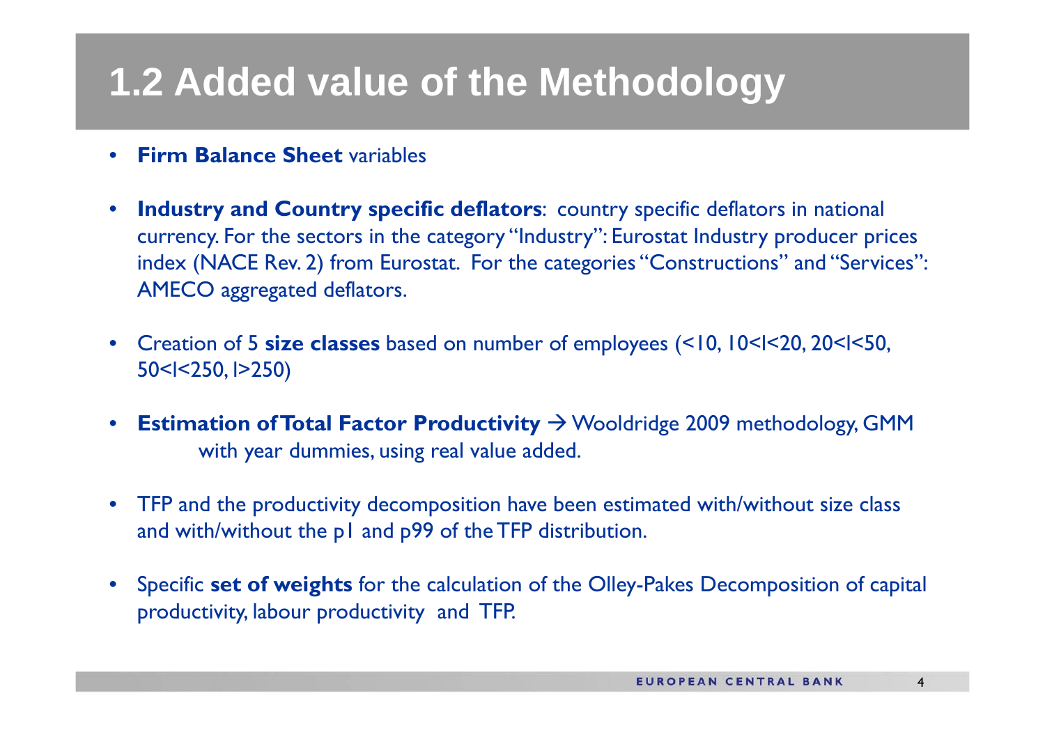# 1.2 Added value of the Methodology

- **Firm Balance Sheet** variables
- **Industry and Country specific deflators**: country specific deflators in national currency. For the sectors in the category "Industry": Eurostat Industry producer prices index (NACE Rev. 2) from Eurostat. For the categories "Constructions" and "Services": AMECO aggregated deflators.
- Creation of 5 **size classes** based on number of employees (<10, 10<l<20, 20<l<50, 50<l<250, l>250)
- **Estimation of Total Factor Productivity** → Wooldridge 2009 methodology, GMM with year dummies, using real value added.
- TFP and the productivity decomposition have been estimated with/without size class and with/without the p1 and p99 of the TFP distribution.
- Specific **set of weights** for the calculation of the Olley-Pakes Decomposition of capital productivity, labour productivity and TFP.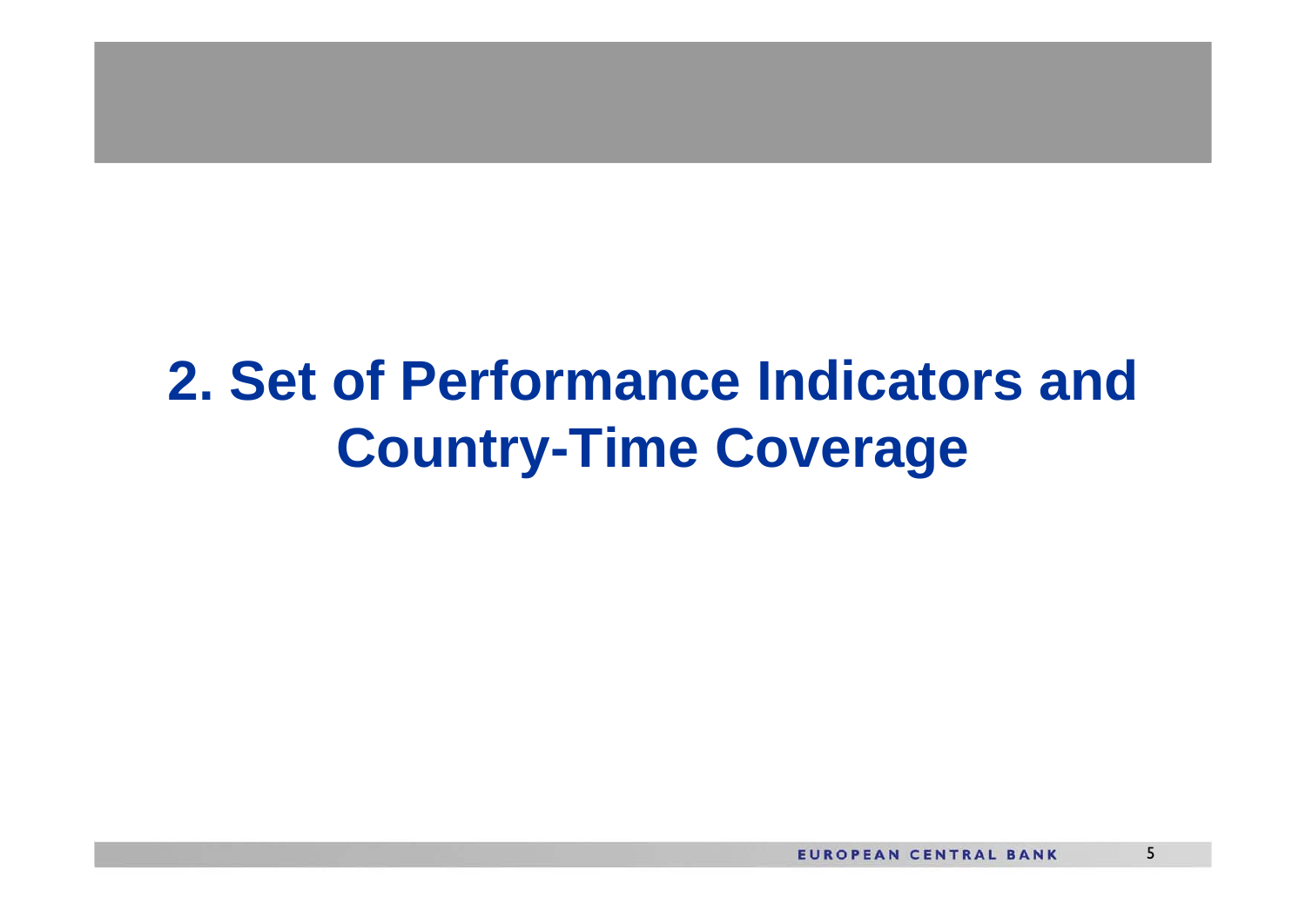# 2. Set of Performance Indicators and Country-Time Coverage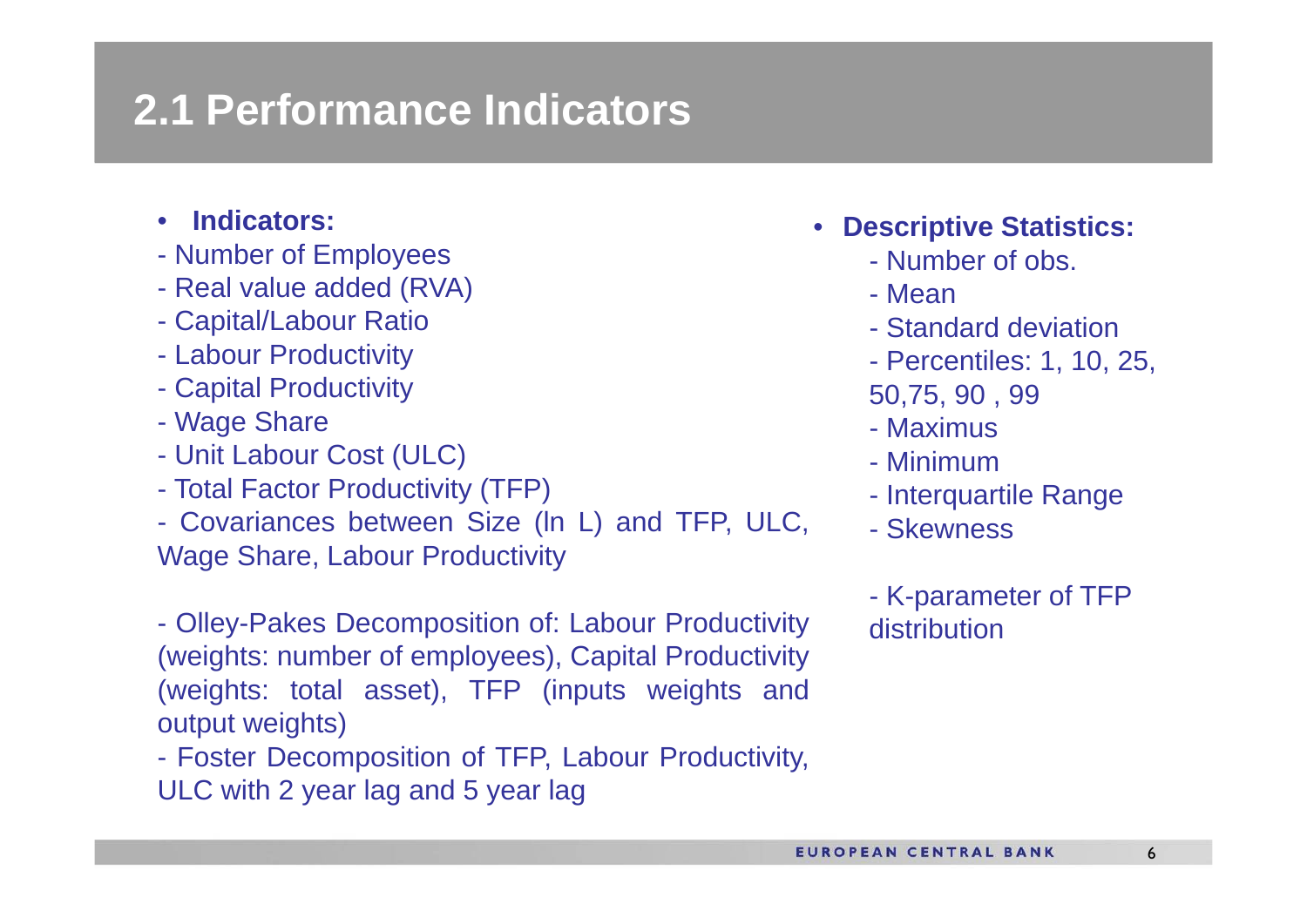## 2.1 Performance Indicators

- **Indicators:**

- Number of Employees
- Real value added (RVA)
- Capital/Labour Ratio
- Labour Productivity
- Capital Productivity
- Wage Share
- Unit Labour Cost (ULC)
- Total Factor Productivity (TFP)
- Covariances between Size (ln L) and TFP, ULC, Wage Share, Labour Productivity

- Olley-Pakes Decomposition of: Labour Productivity (weights: number of employees), Capital Productivity (weights: total asset), TFP (inputs weights and output weights)
- Foster Decomposition of TFP, Labour Productivity, ULC with 2 year lag and 5 year lag

- **Descriptive Statistics:**

- Number of obs.
- Mean
- Standard deviation
- Percentiles: 1, 10, 25, 50,75, 90 , 99
- Maximus
- Minimum
- Interquartile Range
- Skewness

- K-parameter of TFP distribution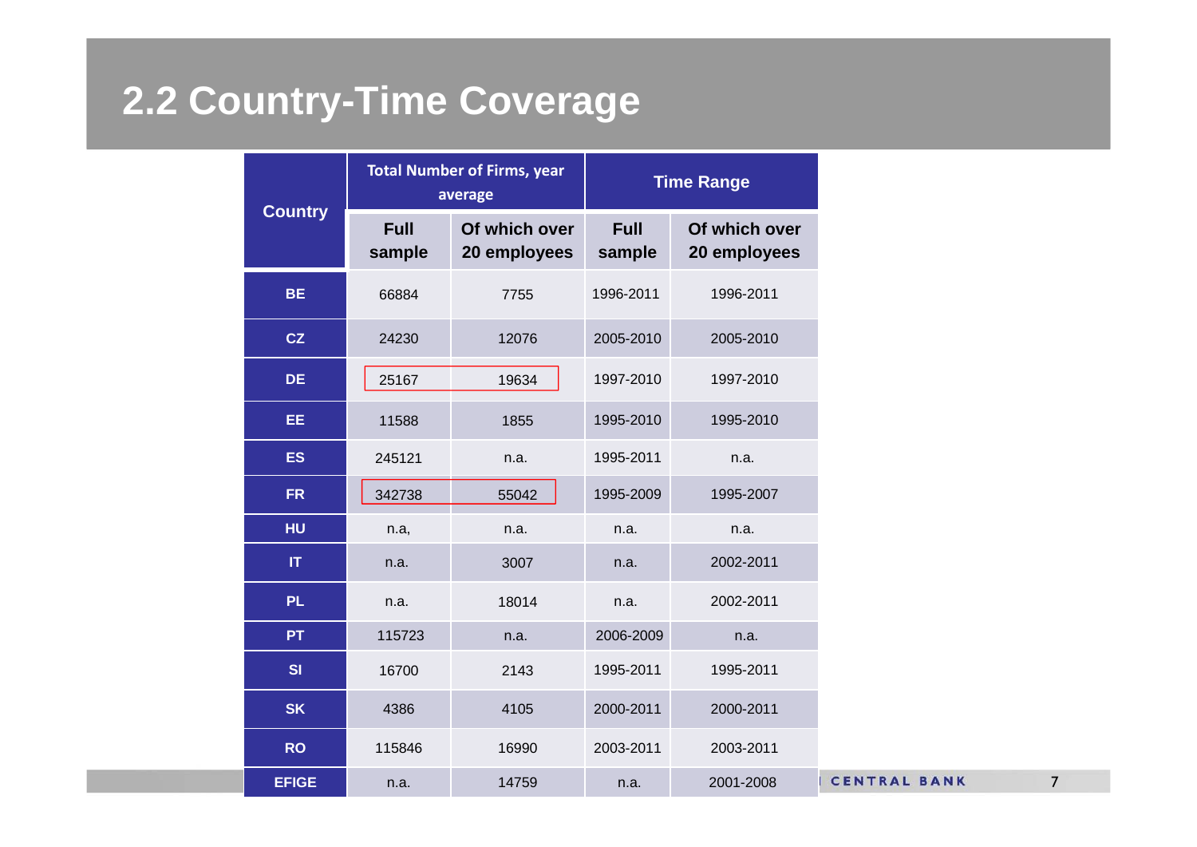## 2.2 Country-Time Coverage

| Country | Total Number of Firms, year average | | Time Range | |
|---|---|---|---|---|
| | Full sample | Of which over 20 employees | Full sample | Of which over 20 employees |
| BE | 66884 | 7755 | 1996-2011 | 1996-2011 |
| CZ | 24230 | 12076 | 2005-2010 | 2005-2010 |
| DE | 25167 | 19634 | 1997-2010 | 1997-2010 |
| EE | 11588 | 1855 | 1995-2010 | 1995-2010 |
| ES | 245121 | n.a. | 1995-2011 | n.a. |
| FR | 342738 | 55042 | 1995-2009 | 1995-2007 |
| HU | n.a, | n.a. | n.a. | n.a. |
| IT | n.a. | 3007 | n.a. | 2002-2011 |
| PL | n.a. | 18014 | n.a. | 2002-2011 |
| PT | 115723 | n.a. | 2006-2009 | n.a. |
| SI | 16700 | 2143 | 1995-2011 | 1995-2011 |
| SK | 4386 | 4105 | 2000-2011 | 2000-2011 |
| RO | 115846 | 16990 | 2003-2011 | 2003-2011 |
| EFIGE | n.a. | 14759 | n.a. | 2001-2008 |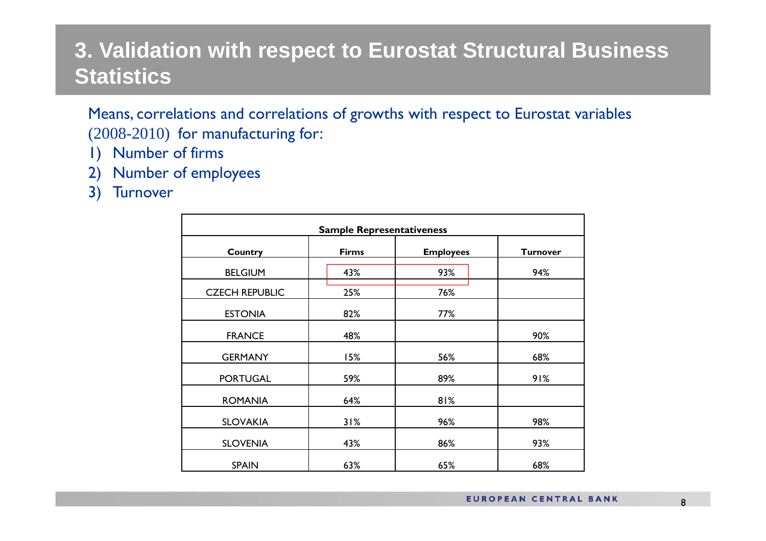# 3. Validation with respect to Eurostat Structural Business Statistics

Means, correlations and correlations of growths with respect to Eurostat variables (2008-2010) for manufacturing for:

1) Number of firms
2) Number of employees
3) Turnover

| Sample Representativeness | | | |
|---|---|---|---|
| **Country** | **Firms** | **Employees** | **Turnover** |
| BELGIUM | 43% | 93% | 94% |
| CZECH REPUBLIC | 25% | 76% | |
| ESTONIA | 82% | 77% | |
| FRANCE | 48% | | 90% |
| GERMANY | 15% | 56% | 68% |
| PORTUGAL | 59% | 89% | 91% |
| ROMANIA | 64% | 81% | |
| SLOVAKIA | 31% | 96% | 98% |
| SLOVENIA | 43% | 86% | 93% |
| SPAIN | 63% | 65% | 68% |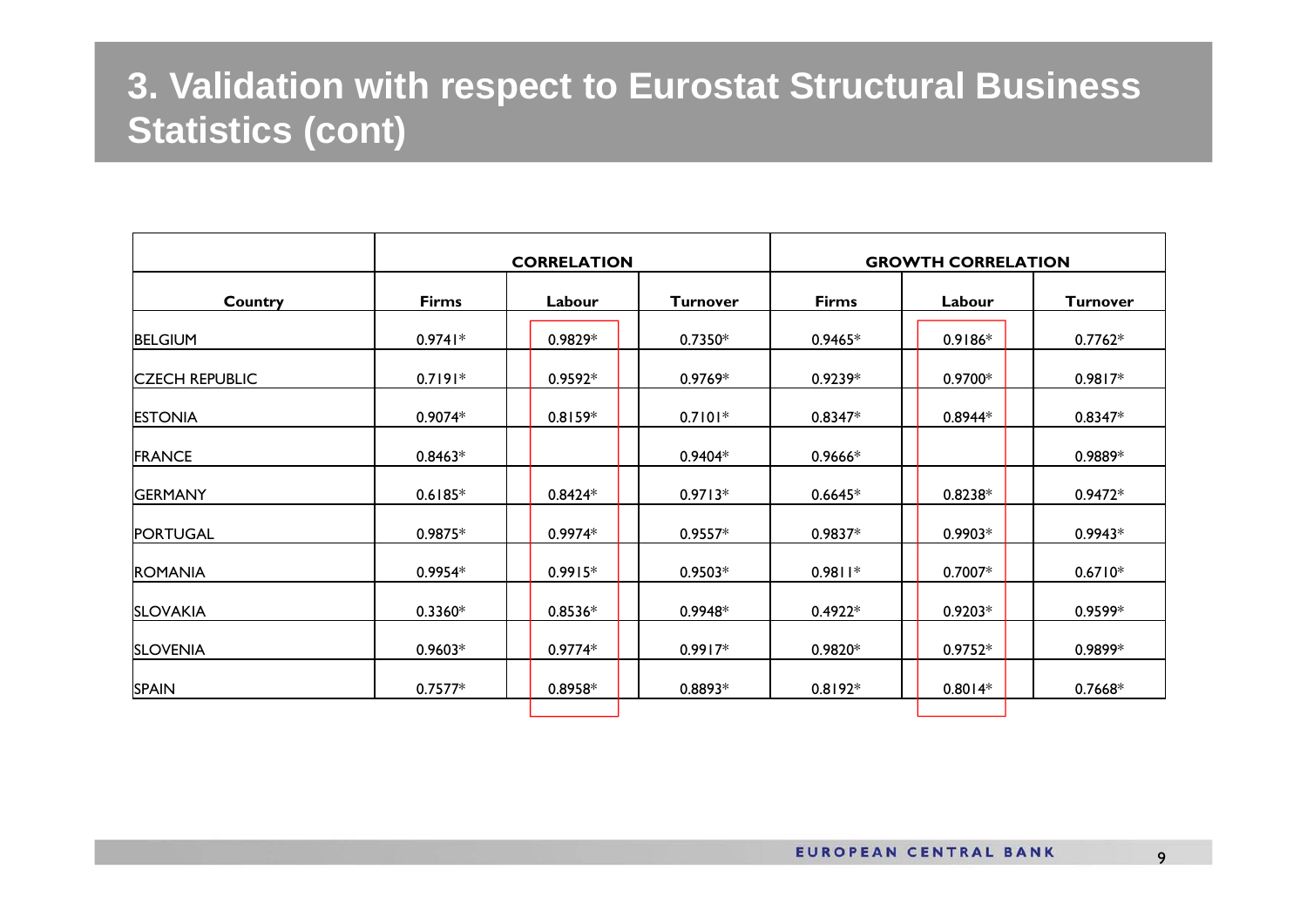# 3. Validation with respect to Eurostat Structural Business Statistics (cont)

| | CORRELATION | | | GROWTH CORRELATION | | |
|---|---|---|---|---|---|---|
| Country | Firms | Labour | Turnover | Firms | Labour | Turnover |
| BELGIUM | 0.9741* | 0.9829* | 0.7350* | 0.9465* | 0.9186* | 0.7762* |
| CZECH REPUBLIC | 0.7191* | 0.9592* | 0.9769* | 0.9239* | 0.9700* | 0.9817* |
| ESTONIA | 0.9074* | 0.8159* | 0.7101* | 0.8347* | 0.8944* | 0.8347* |
| FRANCE | 0.8463* | | 0.9404* | 0.9666* | | 0.9889* |
| GERMANY | 0.6185* | 0.8424* | 0.9713* | 0.6645* | 0.8238* | 0.9472* |
| PORTUGAL | 0.9875* | 0.9974* | 0.9557* | 0.9837* | 0.9903* | 0.9943* |
| ROMANIA | 0.9954* | 0.9915* | 0.9503* | 0.9811* | 0.7007* | 0.6710* |
| SLOVAKIA | 0.3360* | 0.8536* | 0.9948* | 0.4922* | 0.9203* | 0.9599* |
| SLOVENIA | 0.9603* | 0.9774* | 0.9917* | 0.9820* | 0.9752* | 0.9899* |
| SPAIN | 0.7577* | 0.8958* | 0.8893* | 0.8192* | 0.8014* | 0.7668* |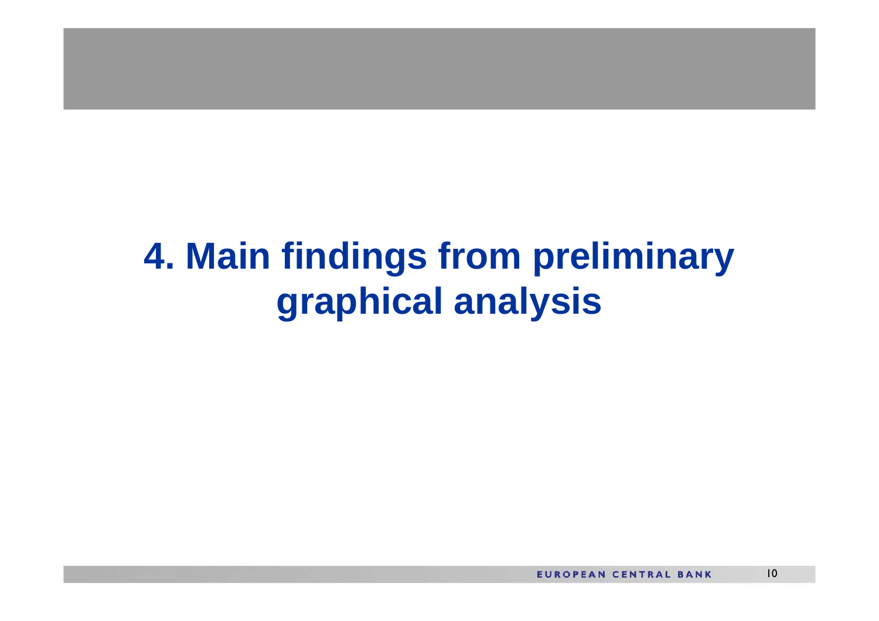# 4. Main findings from preliminary graphical analysis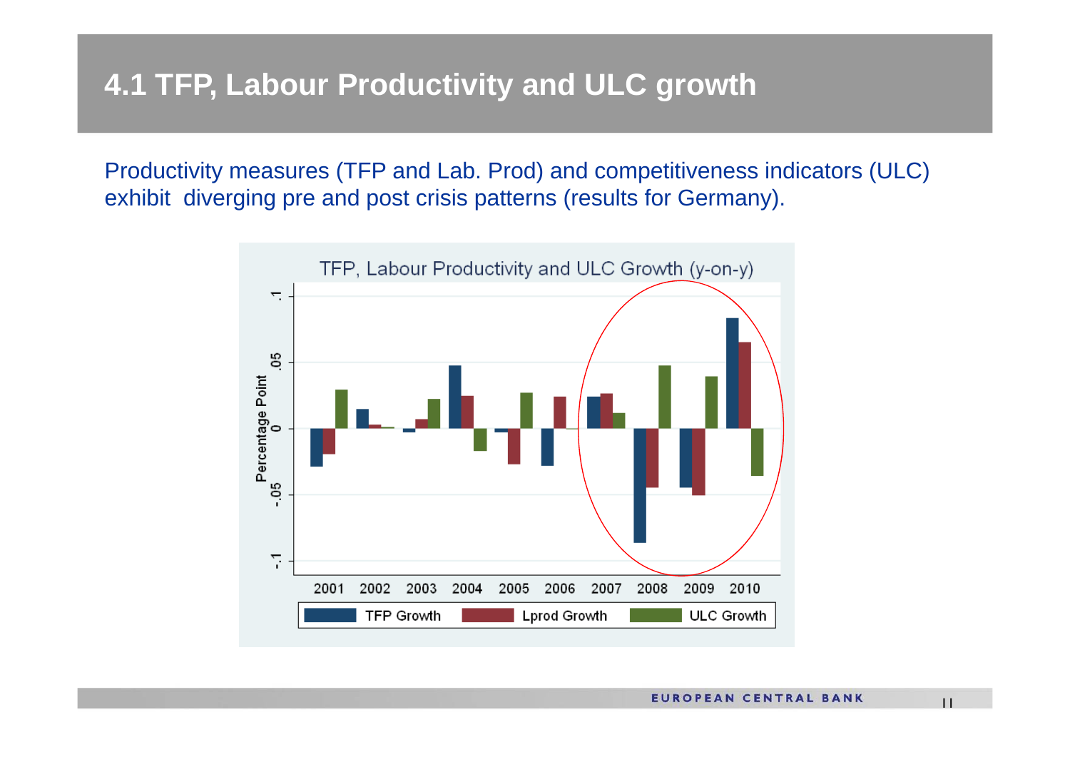# 4.1 TFP, Labour Productivity and ULC growth

Productivity measures (TFP and Lab. Prod) and competitiveness indicators (ULC) exhibit diverging pre and post crisis patterns (results for Germany).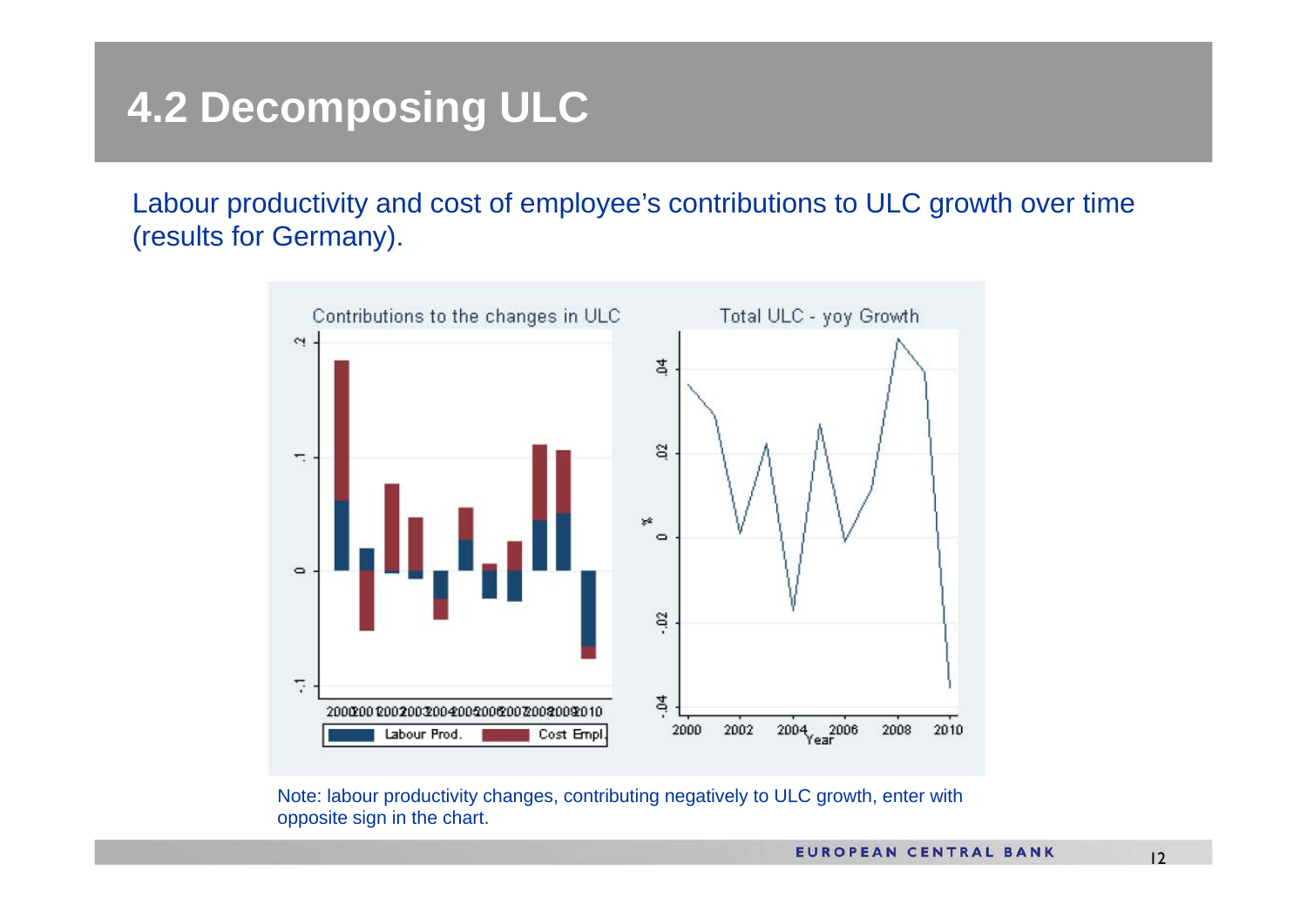# 4.2 Decomposing ULC

Labour productivity and cost of employee's contributions to ULC growth over time (results for Germany).

Note: labour productivity changes, contributing negatively to ULC growth, enter with opposite sign in the chart.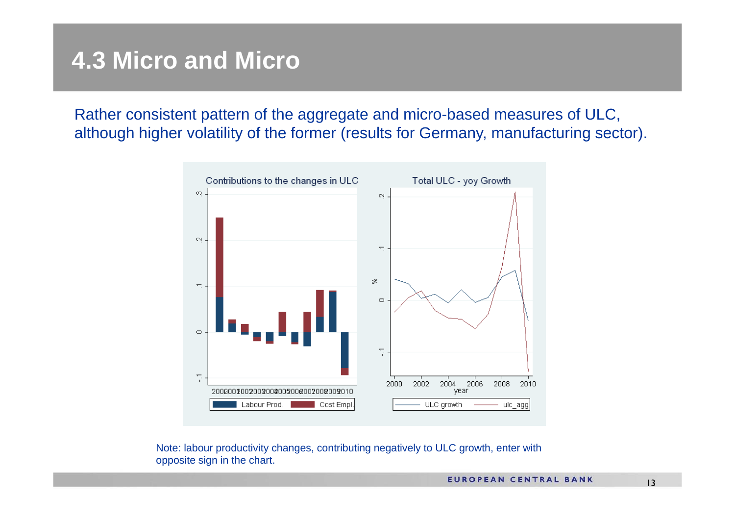# 4.3 Micro and Micro

Rather consistent pattern of the aggregate and micro-based measures of ULC, although higher volatility of the former (results for Germany, manufacturing sector).

Note: labour productivity changes, contributing negatively to ULC growth, enter with opposite sign in the chart.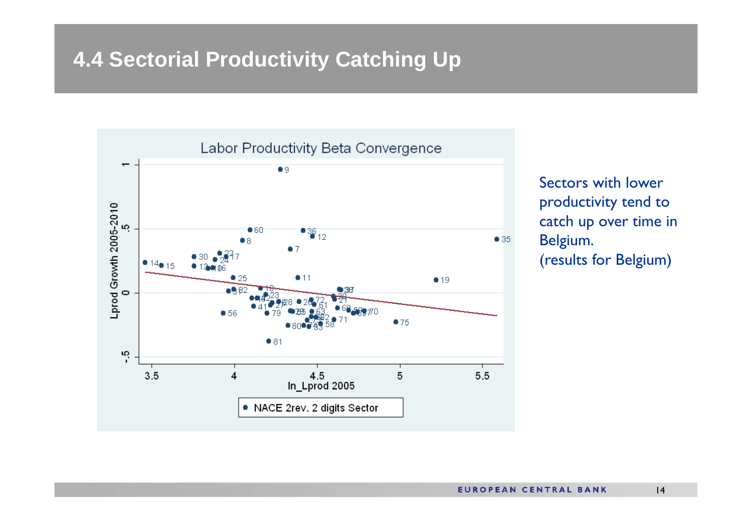# 4.4 Sectorial Productivity Catching Up

Labor Productivity Beta Convergence

Lprod Growth 2005-2010

ln_Lprod 2005

NACE 2rev. 2 digits Sector

Sectors with lower productivity tend to catch up over time in Belgium.
(results for Belgium)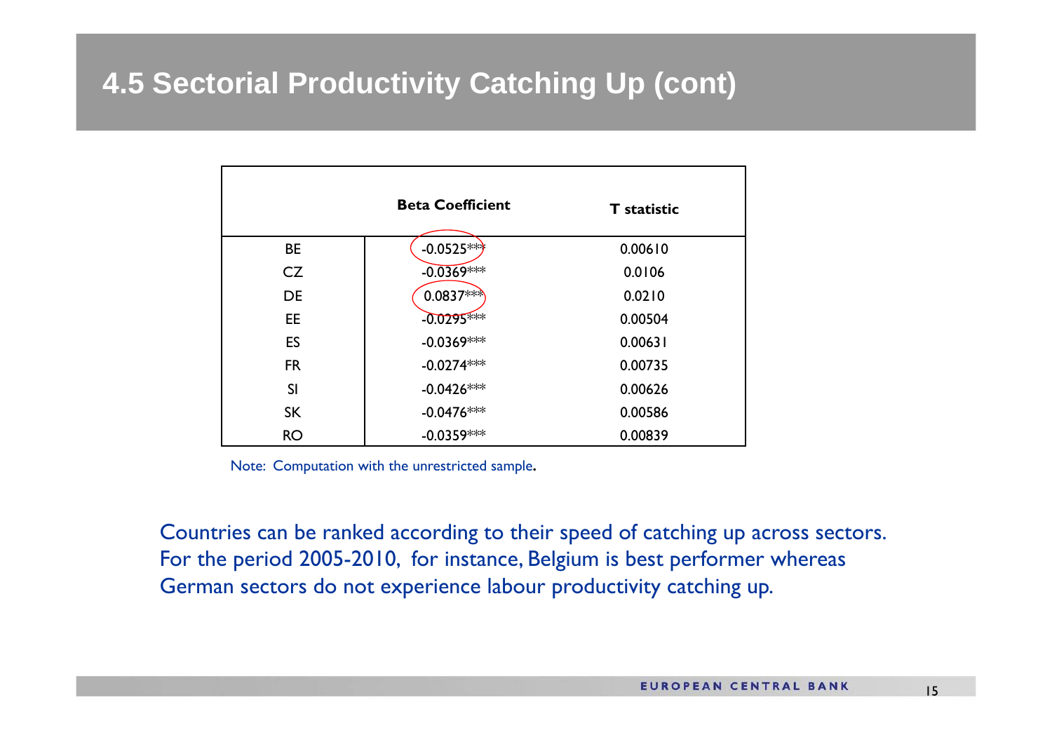# 4.5 Sectorial Productivity Catching Up (cont)

| | Beta Coefficient | T statistic |
|---|---|---|
| BE | -0.0525*** | 0.00610 |
| CZ | -0.0369*** | 0.0106 |
| DE | 0.0837*** | 0.0210 |
| EE | -0.0295*** | 0.00504 |
| ES | -0.0369*** | 0.00631 |
| FR | -0.0274*** | 0.00735 |
| SI | -0.0426*** | 0.00626 |
| SK | -0.0476*** | 0.00586 |
| RO | -0.0359*** | 0.00839 |

Note: Computation with the unrestricted sample.

Countries can be ranked according to their speed of catching up across sectors. For the period 2005-2010, for instance, Belgium is best performer whereas German sectors do not experience labour productivity catching up.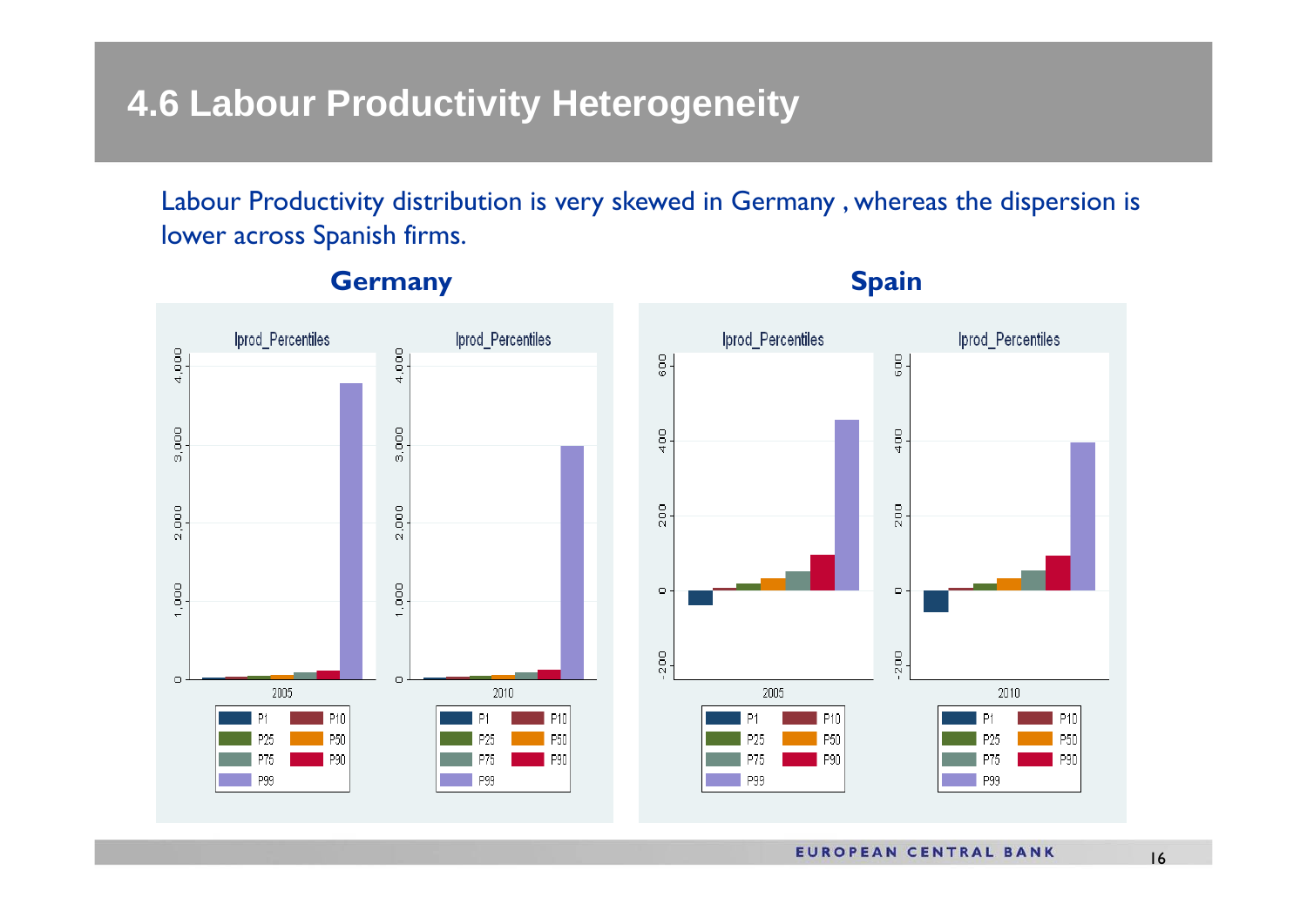# 4.6 Labour Productivity Heterogeneity

Labour Productivity distribution is very skewed in Germany , whereas the dispersion is lower across Spanish firms.

**Germany**

**Spain**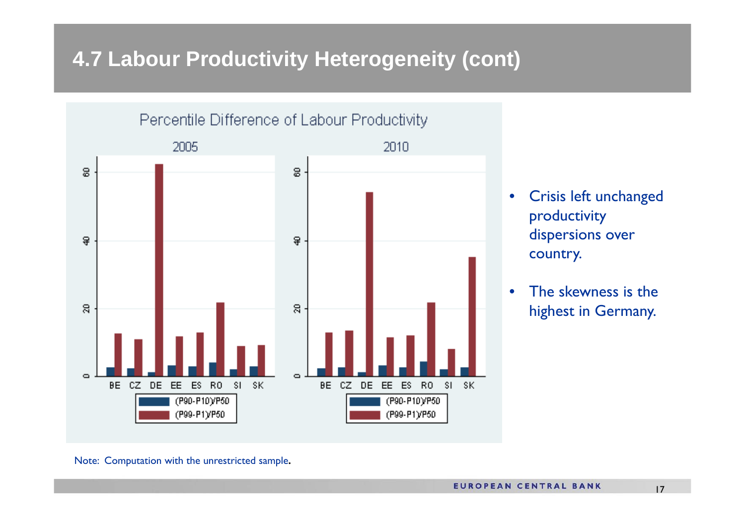# 4.7 Labour Productivity Heterogeneity (cont)

Percentile Difference of Labour Productivity

2005 | 2010

Legend: (P90-P10)/P50; (P99-P1)/P50

- Crisis left unchanged productivity dispersions over country.
- The skewness is the highest in Germany.

Note: Computation with the unrestricted sample.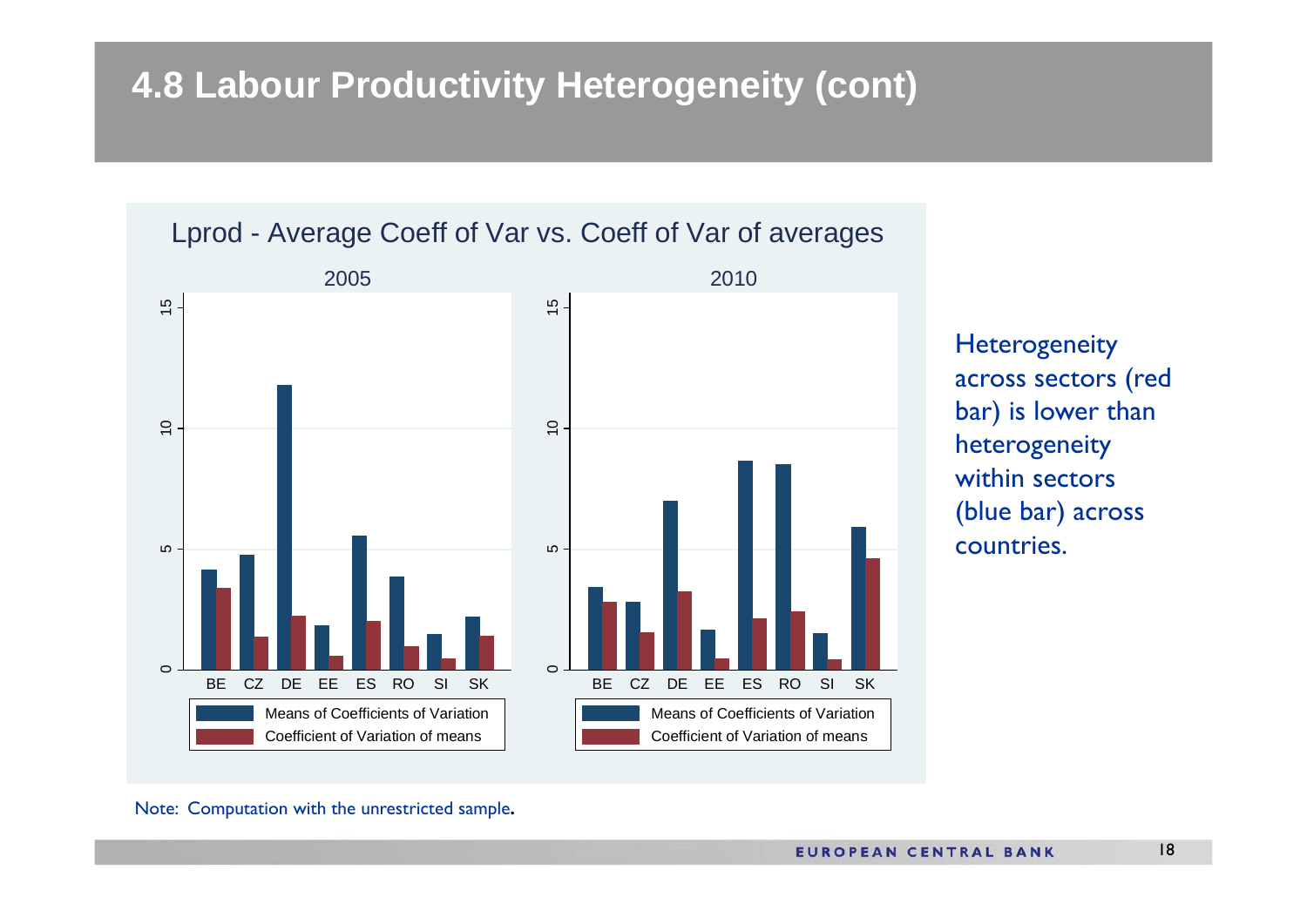# 4.8 Labour Productivity Heterogeneity (cont)

Lprod - Average Coeff of Var vs. Coeff of Var of averages

2005

2010

Means of Coefficients of Variation

Coefficient of Variation of means

Heterogeneity across sectors (red bar) is lower than heterogeneity within sectors (blue bar) across countries.

Note: Computation with the unrestricted sample.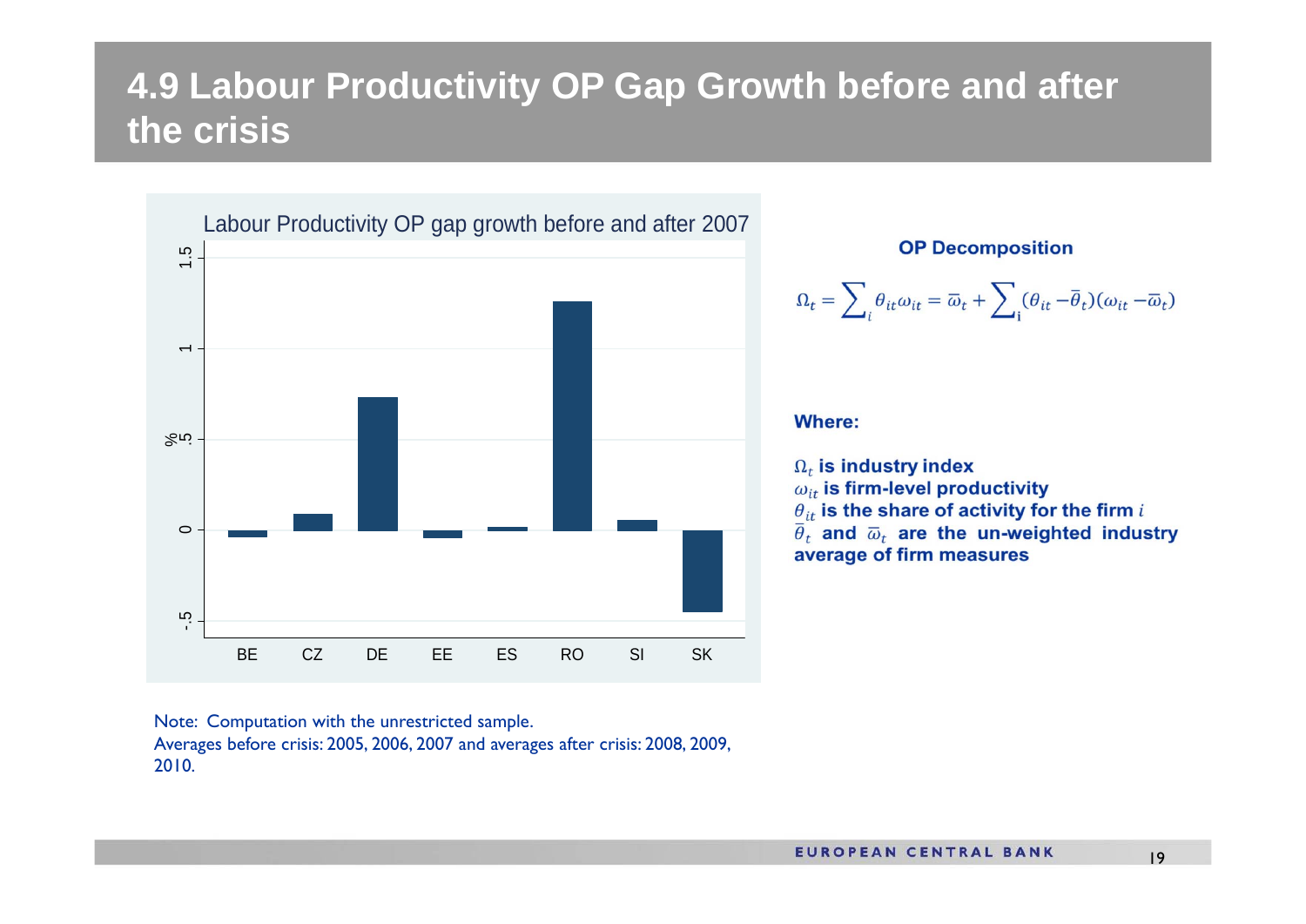# 4.9 Labour Productivity OP Gap Growth before and after the crisis

Labour Productivity OP gap growth before and after 2007

Note: Computation with the unrestricted sample.
Averages before crisis: 2005, 2006, 2007 and averages after crisis: 2008, 2009, 2010.

**OP Decomposition**

$$\Omega_t = \sum_i \theta_{it}\omega_{it} = \overline{\omega}_t + \sum_i (\theta_{it} - \overline{\theta}_t)(\omega_{it} - \overline{\omega}_t)$$

**Where:**

$\Omega_t$ **is industry index**
$\omega_{it}$ **is firm-level productivity**
$\theta_{it}$ **is the share of activity for the firm** $i$
$\overline{\theta}_t$ **and** $\overline{\omega}_t$ **are the un-weighted industry average of firm measures**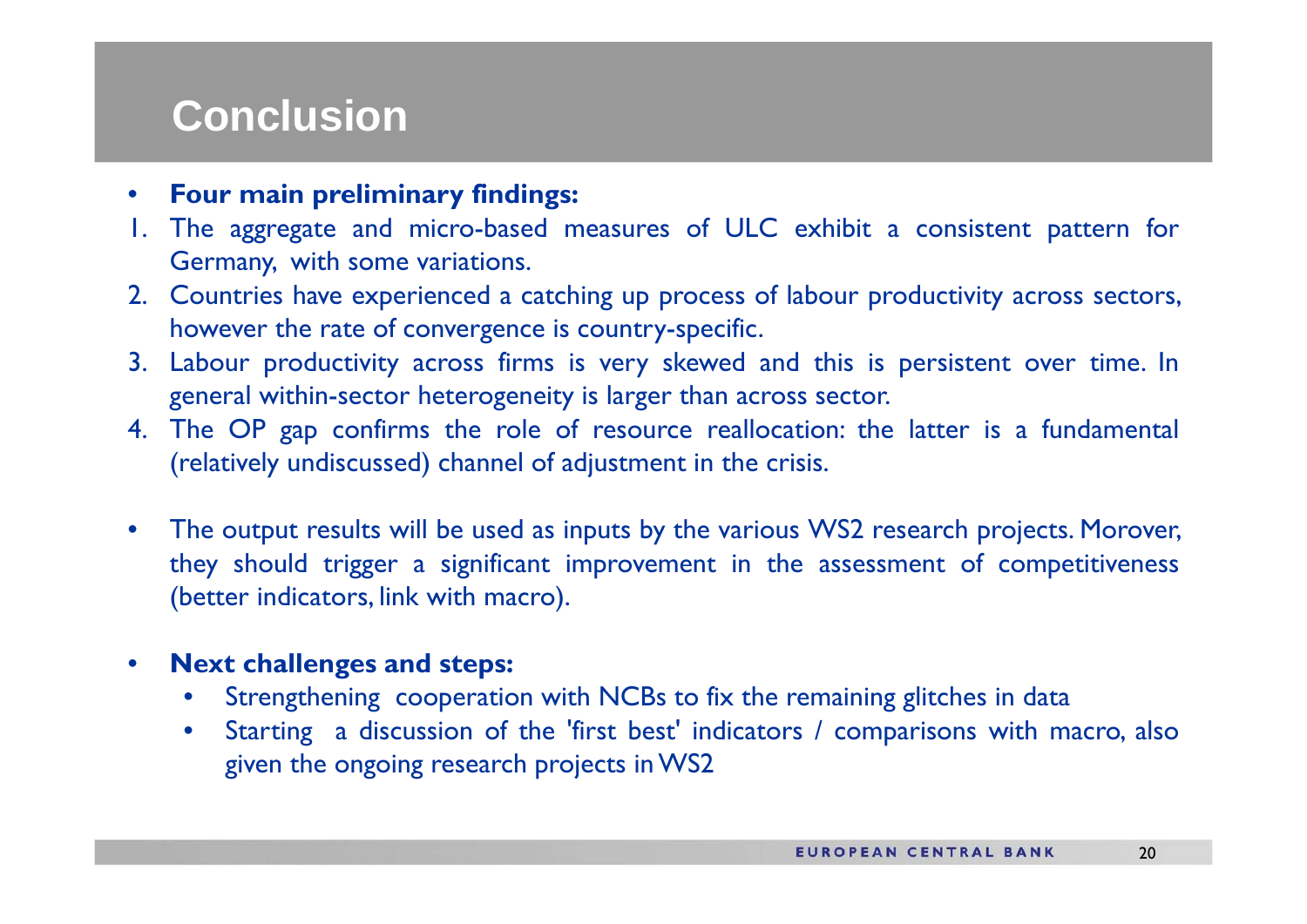# Conclusion

- **Four main preliminary findings:**

1. The aggregate and micro-based measures of ULC exhibit a consistent pattern for Germany, with some variations.
2. Countries have experienced a catching up process of labour productivity across sectors, however the rate of convergence is country-specific.
3. Labour productivity across firms is very skewed and this is persistent over time. In general within-sector heterogeneity is larger than across sector.
4. The OP gap confirms the role of resource reallocation: the latter is a fundamental (relatively undiscussed) channel of adjustment in the crisis.

- The output results will be used as inputs by the various WS2 research projects. Morover, they should trigger a significant improvement in the assessment of competitiveness (better indicators, link with macro).

- **Next challenges and steps:**
  - Strengthening cooperation with NCBs to fix the remaining glitches in data
  - Starting a discussion of the 'first best' indicators / comparisons with macro, also given the ongoing research projects in WS2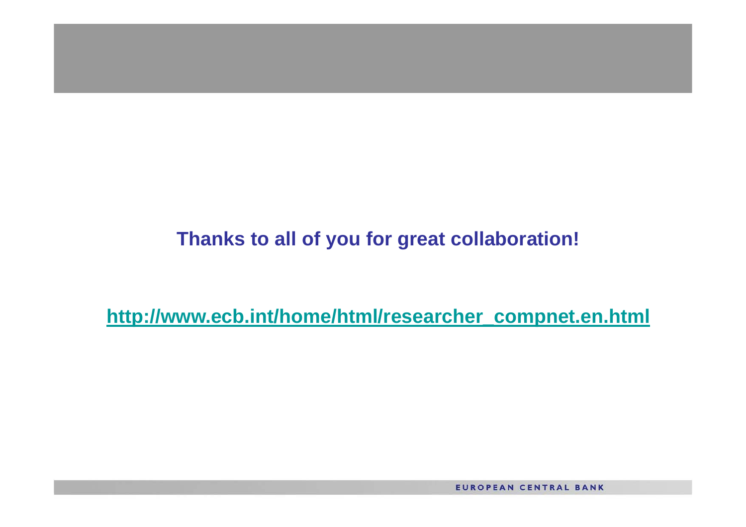**Thanks to all of you for great collaboration!**

**http://www.ecb.int/home/html/researcher_compnet.en.html**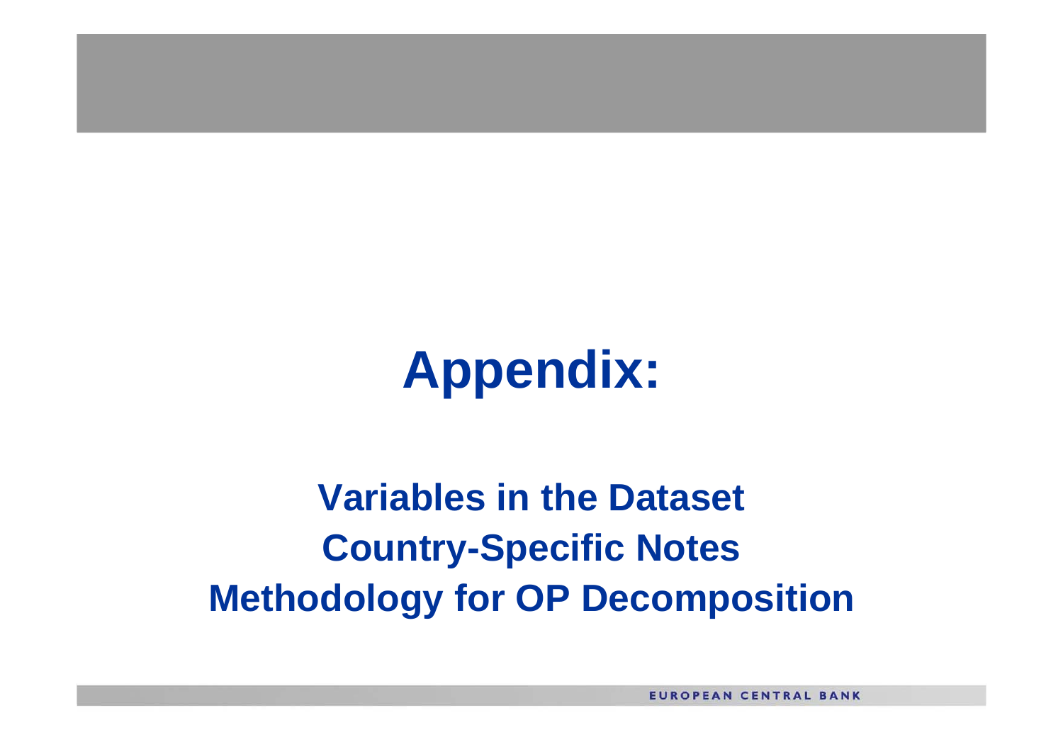# Appendix:

**Variables in the Dataset**

**Country-Specific Notes**

**Methodology for OP Decomposition**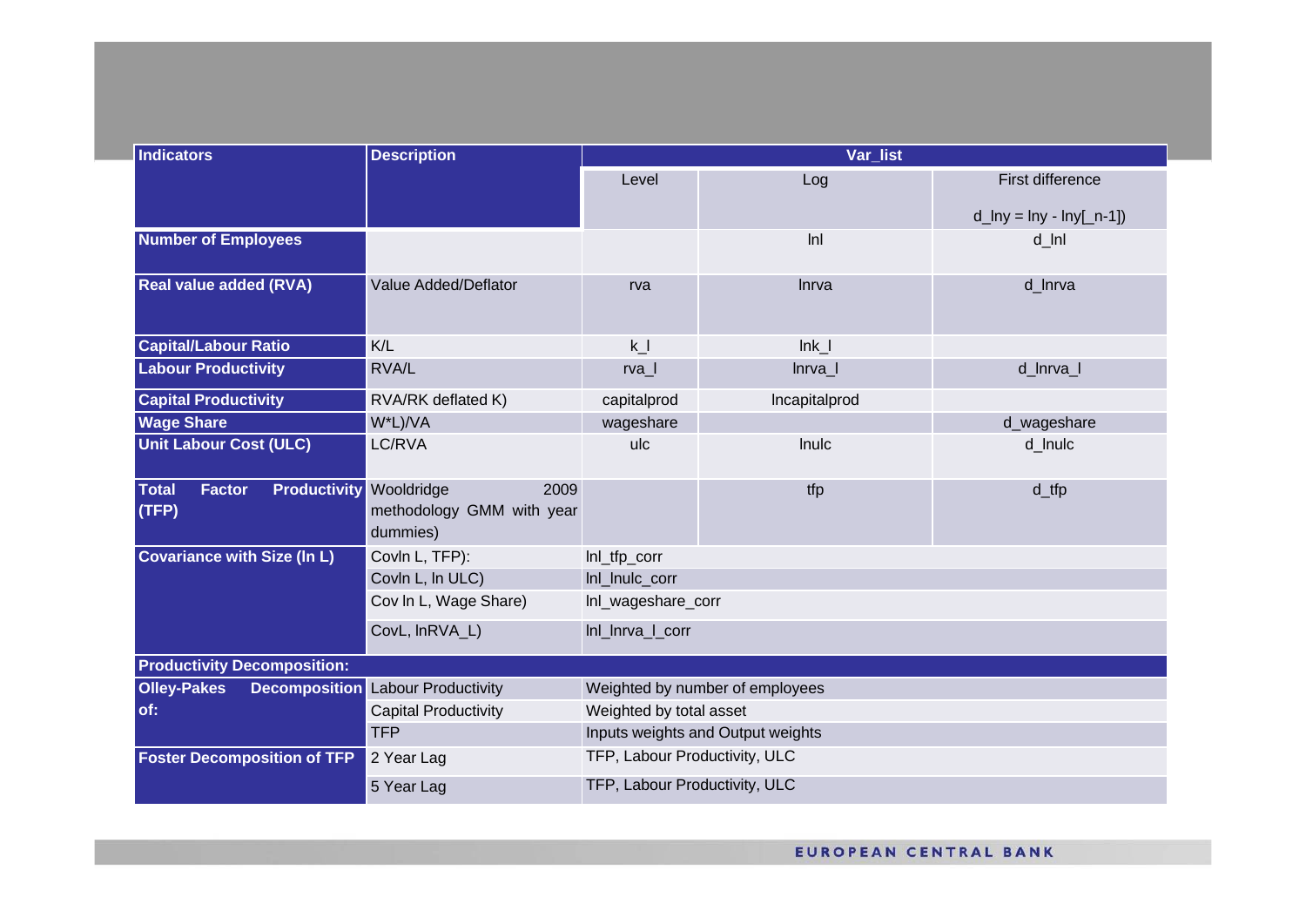| Indicators | Description | Var_list | | |
|---|---|---|---|---|
| | | Level | Log | First difference d_lny = lny - lny[_n-1]) |
| **Number of Employees** | | | lnl | d_lnl |
| **Real value added (RVA)** | Value Added/Deflator | rva | lnrva | d_lnrva |
| **Capital/Labour Ratio** | K/L | k_l | lnk_l | |
| **Labour Productivity** | RVA/L | rva_l | lnrva_l | d_lnrva_l |
| **Capital Productivity** | RVA/RK deflated K) | capitalprod | lncapitalprod | |
| **Wage Share** | W*L)/VA | wageshare | | d_wageshare |
| **Unit Labour Cost (ULC)** | LC/RVA | ulc | lnulc | d_lnulc |
| **Total Factor Productivity (TFP)** | Wooldridge 2009 methodology GMM with year dummies) | | tfp | d_tfp |
| **Covariance with Size (ln L)** | Covln L, TFP): | lnl_tfp_corr | | |
| | Covln L, ln ULC) | lnl_lnulc_corr | | |
| | Cov ln L, Wage Share) | lnl_wageshare_corr | | |
| | CovL, lnRVA_L) | lnl_lnrva_l_corr | | |
| **Productivity Decomposition:** | | | | |
| **Olley-Pakes Decomposition of:** | Labour Productivity | Weighted by number of employees | | |
| | Capital Productivity | Weighted by total asset | | |
| | TFP | Inputs weights and Output weights | | |
| **Foster Decomposition of TFP** | 2 Year Lag | TFP, Labour Productivity, ULC | | |
| | 5 Year Lag | TFP, Labour Productivity, ULC | | |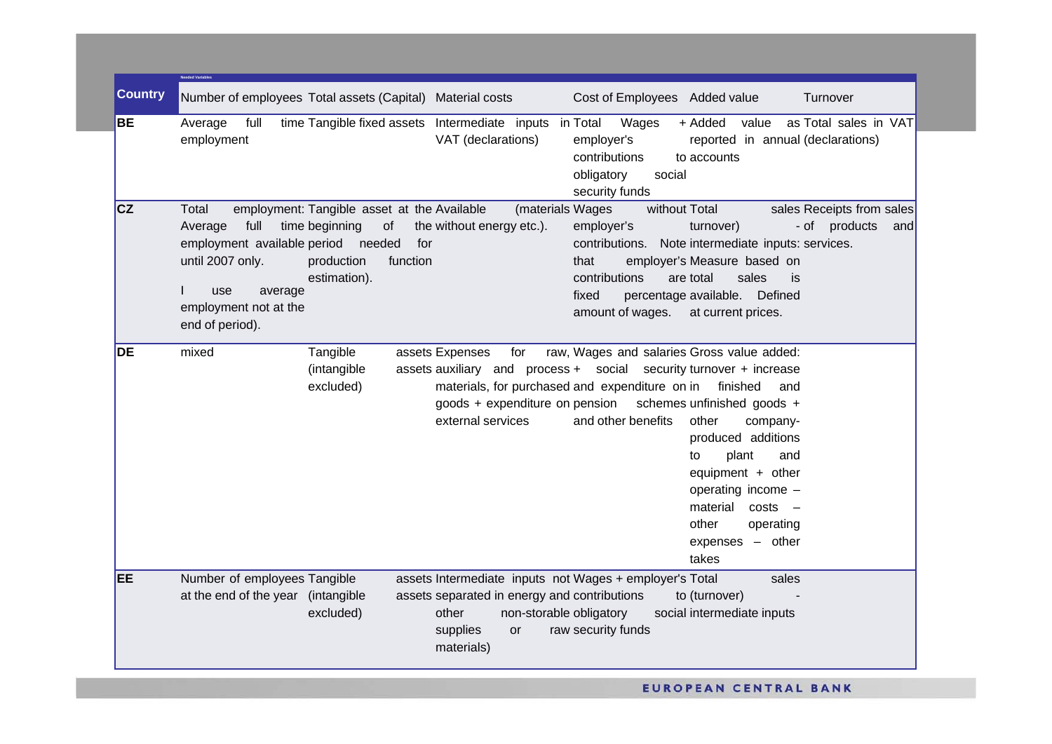| Country | Number of employees | Total assets (Capital) | Material costs | Cost of Employees | Added value | Turnover |
|---|---|---|---|---|---|---|
| BE | Average full time employment | Tangible fixed assets | Intermediate inputs in VAT (declarations) | Total Wages + employer's contributions to obligatory social security funds | Added value as reported in annual accounts | Total sales in VAT (declarations) |
| CZ | Total employment: Average full time employment available until 2007 only. I use average employment not at the end of period). | Tangible asset at the beginning of the period needed for production function estimation). | Available (materials without energy etc.). | Wages without employer's contributions. Note that employer's contributions are fixed percentage amount of wages. | Total sales (turnover) - intermediate inputs: Measure based on total sales is available. Defined at current prices. | Receipts from sales of products and services. |
| DE | mixed | Tangible assets (intangible assets excluded) | Expenses for raw, auxiliary and process materials, for purchased goods + expenditure on external services | Wages and salaries + social security and expenditure on pension schemes and other benefits | Gross value added: turnover + increase in finished and unfinished goods + other company-produced additions to plant and equipment + other operating income – material costs – other operating expenses – other takes | |
| EE | Number of employees at the end of the year | Tangible assets (intangible assets excluded) | Intermediate inputs not separated in energy and other non-storable supplies or raw materials) | Wages + employer's contributions to obligatory social security funds | Total sales (turnover) - intermediate inputs | |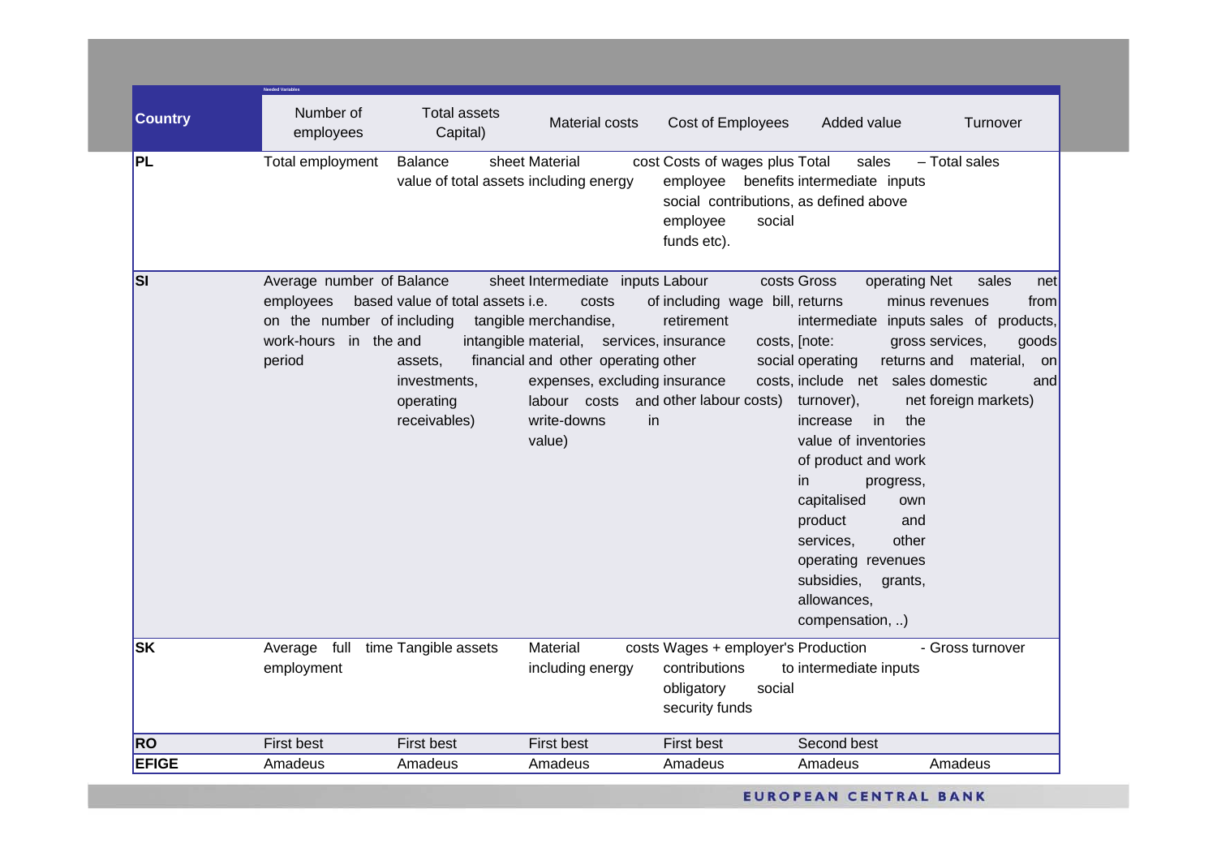Needed Variables

| Country | Number of employees | Total assets Capital) | Material costs | Cost of Employees | Added value | Turnover |
|---|---|---|---|---|---|---|
| **PL** | Total employment | Balance sheet value of total assets | Material cost including energy | Costs of wages plus employee benefits social contributions, employee social funds etc). | Total sales – Total intermediate inputs as defined above | Total sales |
| **SI** | Average number of employees on the number of work-hours in the period | Balance sheet based value of total assets including tangible and intangible assets, investments, operating receivables) | Intermediate inputs i.e. costs of merchandise, material, services, financial and other operating expenses, excluding labour costs and write-downs in value) | Labour costs of including wage bill, retirement insurance costs, other social insurance costs, other labour costs) | Gross operating returns minus intermediate inputs [note: gross operating returns include net sales turnover), net increase in the value of inventories of product and work in progress, capitalised own product and services, other operating revenues subsidies, grants, allowances, compensation, ..) | Net sales net revenues from sales of products, services, goods and material, on domestic and foreign markets) |
| **SK** | Average full time employment | Tangible assets | Material costs including energy | Wages + employer's contributions to obligatory social security funds | Production - intermediate inputs | Gross turnover |
| **RO** | First best | First best | First best | First best | Second best | |
| **EFIGE** | Amadeus | Amadeus | Amadeus | Amadeus | Amadeus | Amadeus |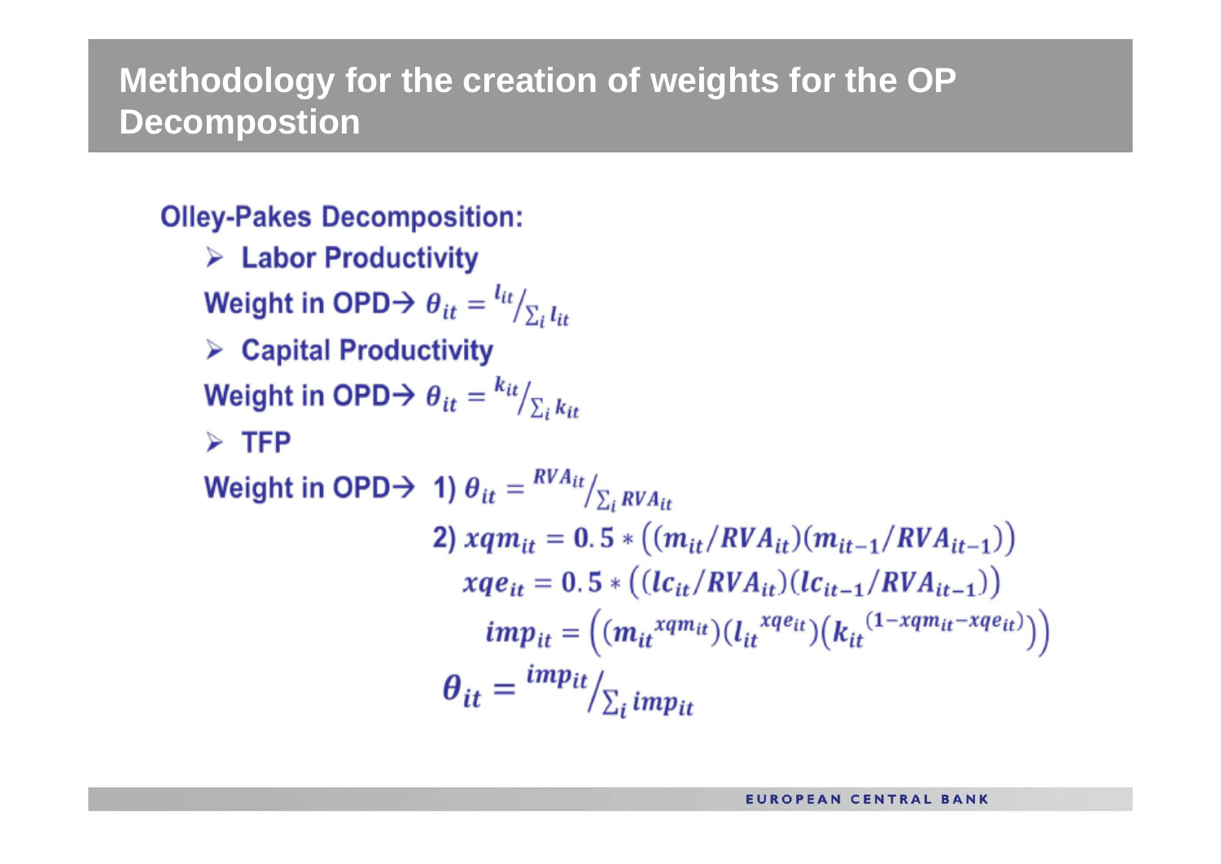# Methodology for the creation of weights for the OP Decompostion

**Olley-Pakes Decomposition:**

- **Labor Productivity**

**Weight in OPD→** $\theta_{it} = {}^{l_{it}}/_{\sum_i l_{it}}$

- **Capital Productivity**

**Weight in OPD→** $\theta_{it} = {}^{k_{it}}/_{\sum_i k_{it}}$

- **TFP**

**Weight in OPD→** 1) $\theta_{it} = {}^{RVA_{it}}/_{\sum_i RVA_{it}}$

2) $xqm_{it} = 0.5 * \left((m_{it}/RVA_{it})(m_{it-1}/RVA_{it-1})\right)$

$$xqe_{it} = 0.5 * \left((lc_{it}/RVA_{it})(lc_{it-1}/RVA_{it-1})\right)$$

$$imp_{it} = \left((m_{it}{}^{xqm_{it}})(l_{it}{}^{xqe_{it}})\left(k_{it}{}^{(1-xqm_{it}-xqe_{it})}\right)\right)$$

$$\theta_{it} = {}^{imp_{it}}/_{\sum_i imp_{it}}$$